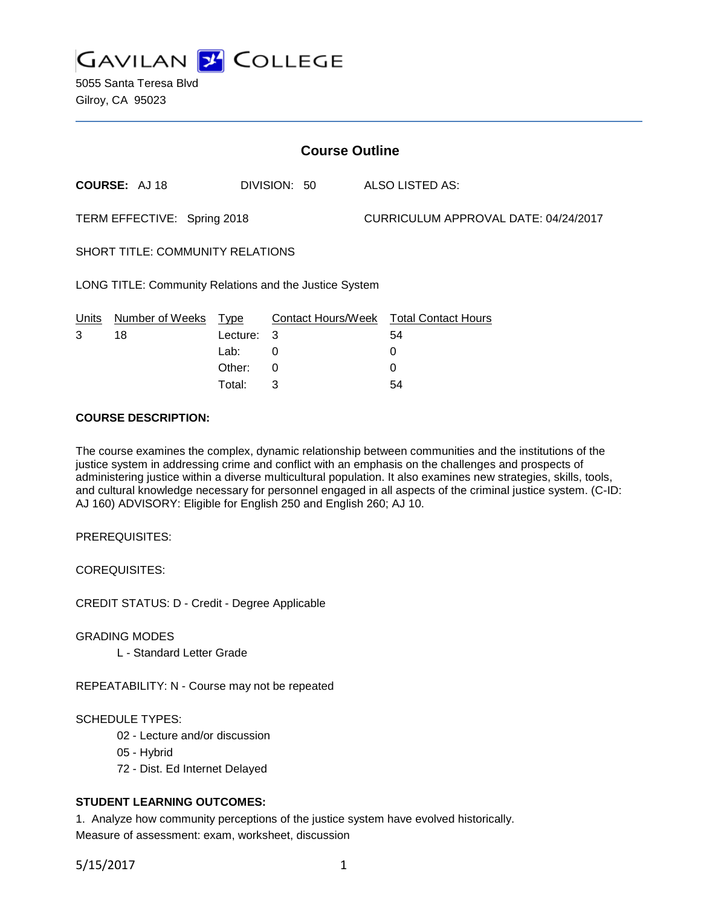# GAVILAN COLLEGE

5055 Santa Teresa Blvd
Gilroy, CA 95023

## Course Outline

**COURSE:** AJ 18    DIVISION: 50    ALSO LISTED AS:

TERM EFFECTIVE: Spring 2018    CURRICULUM APPROVAL DATE: 04/24/2017

SHORT TITLE: COMMUNITY RELATIONS

LONG TITLE: Community Relations and the Justice System

| Units | Number of Weeks | Type | Contact Hours/Week | Total Contact Hours |
|---|---|---|---|---|
| 3 | 18 | Lecture: | 3 | 54 |
| | | Lab: | 0 | 0 |
| | | Other: | 0 | 0 |
| | | Total: | 3 | 54 |

**COURSE DESCRIPTION:**

The course examines the complex, dynamic relationship between communities and the institutions of the justice system in addressing crime and conflict with an emphasis on the challenges and prospects of administering justice within a diverse multicultural population. It also examines new strategies, skills, tools, and cultural knowledge necessary for personnel engaged in all aspects of the criminal justice system. (C-ID: AJ 160) ADVISORY: Eligible for English 250 and English 260; AJ 10.

PREREQUISITES:

COREQUISITES:

CREDIT STATUS: D - Credit - Degree Applicable

GRADING MODES

- L - Standard Letter Grade

REPEATABILITY: N - Course may not be repeated

SCHEDULE TYPES:

- 02 - Lecture and/or discussion
- 05 - Hybrid
- 72 - Dist. Ed Internet Delayed

**STUDENT LEARNING OUTCOMES:**

1. Analyze how community perceptions of the justice system have evolved historically.
Measure of assessment: exam, worksheet, discussion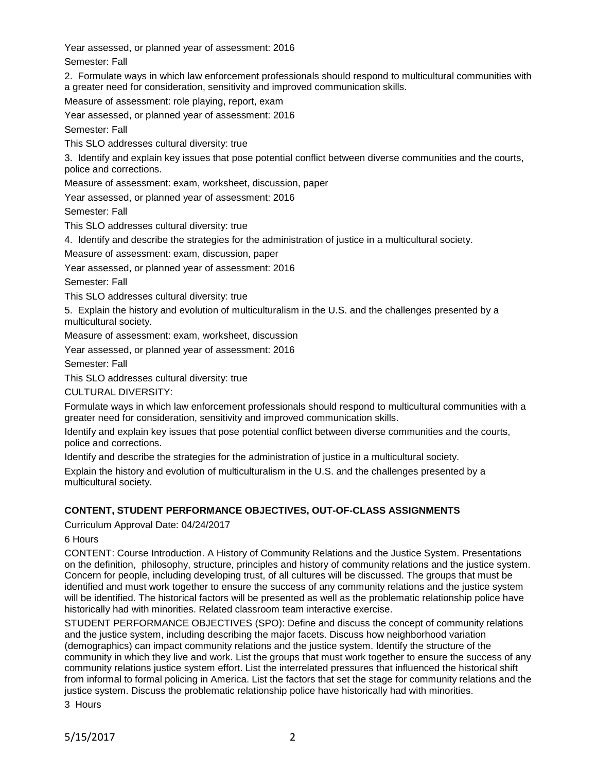Year assessed, or planned year of assessment: 2016

Semester: Fall

2. Formulate ways in which law enforcement professionals should respond to multicultural communities with a greater need for consideration, sensitivity and improved communication skills.

Measure of assessment: role playing, report, exam

Year assessed, or planned year of assessment: 2016

Semester: Fall

This SLO addresses cultural diversity: true

3. Identify and explain key issues that pose potential conflict between diverse communities and the courts, police and corrections.

Measure of assessment: exam, worksheet, discussion, paper

Year assessed, or planned year of assessment: 2016

Semester: Fall

This SLO addresses cultural diversity: true

4. Identify and describe the strategies for the administration of justice in a multicultural society.

Measure of assessment: exam, discussion, paper

Year assessed, or planned year of assessment: 2016

Semester: Fall

This SLO addresses cultural diversity: true

5. Explain the history and evolution of multiculturalism in the U.S. and the challenges presented by a multicultural society.

Measure of assessment: exam, worksheet, discussion

Year assessed, or planned year of assessment: 2016

Semester: Fall

This SLO addresses cultural diversity: true

CULTURAL DIVERSITY:

Formulate ways in which law enforcement professionals should respond to multicultural communities with a greater need for consideration, sensitivity and improved communication skills.

Identify and explain key issues that pose potential conflict between diverse communities and the courts, police and corrections.

Identify and describe the strategies for the administration of justice in a multicultural society.

Explain the history and evolution of multiculturalism in the U.S. and the challenges presented by a multicultural society.

## CONTENT, STUDENT PERFORMANCE OBJECTIVES, OUT-OF-CLASS ASSIGNMENTS

Curriculum Approval Date: 04/24/2017

6 Hours

CONTENT: Course Introduction. A History of Community Relations and the Justice System. Presentations on the definition, philosophy, structure, principles and history of community relations and the justice system. Concern for people, including developing trust, of all cultures will be discussed. The groups that must be identified and must work together to ensure the success of any community relations and the justice system will be identified. The historical factors will be presented as well as the problematic relationship police have historically had with minorities. Related classroom team interactive exercise.

STUDENT PERFORMANCE OBJECTIVES (SPO): Define and discuss the concept of community relations and the justice system, including describing the major facets. Discuss how neighborhood variation (demographics) can impact community relations and the justice system. Identify the structure of the community in which they live and work. List the groups that must work together to ensure the success of any community relations justice system effort. List the interrelated pressures that influenced the historical shift from informal to formal policing in America. List the factors that set the stage for community relations and the justice system. Discuss the problematic relationship police have historically had with minorities.

3 Hours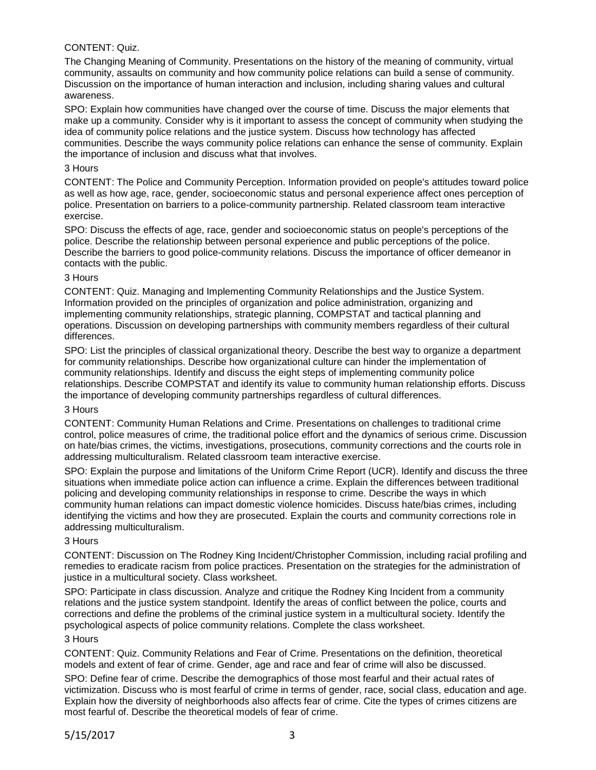CONTENT: Quiz.

The Changing Meaning of Community. Presentations on the history of the meaning of community, virtual community, assaults on community and how community police relations can build a sense of community. Discussion on the importance of human interaction and inclusion, including sharing values and cultural awareness.

SPO: Explain how communities have changed over the course of time. Discuss the major elements that make up a community. Consider why is it important to assess the concept of community when studying the idea of community police relations and the justice system. Discuss how technology has affected communities. Describe the ways community police relations can enhance the sense of community. Explain the importance of inclusion and discuss what that involves.

3 Hours

CONTENT: The Police and Community Perception. Information provided on people's attitudes toward police as well as how age, race, gender, socioeconomic status and personal experience affect ones perception of police. Presentation on barriers to a police-community partnership. Related classroom team interactive exercise.

SPO: Discuss the effects of age, race, gender and socioeconomic status on people's perceptions of the police. Describe the relationship between personal experience and public perceptions of the police. Describe the barriers to good police-community relations. Discuss the importance of officer demeanor in contacts with the public.

3 Hours

CONTENT: Quiz. Managing and Implementing Community Relationships and the Justice System. Information provided on the principles of organization and police administration, organizing and implementing community relationships, strategic planning, COMPSTAT and tactical planning and operations. Discussion on developing partnerships with community members regardless of their cultural differences.

SPO: List the principles of classical organizational theory. Describe the best way to organize a department for community relationships. Describe how organizational culture can hinder the implementation of community relationships. Identify and discuss the eight steps of implementing community police relationships. Describe COMPSTAT and identify its value to community human relationship efforts. Discuss the importance of developing community partnerships regardless of cultural differences.

3 Hours

CONTENT: Community Human Relations and Crime. Presentations on challenges to traditional crime control, police measures of crime, the traditional police effort and the dynamics of serious crime. Discussion on hate/bias crimes, the victims, investigations, prosecutions, community corrections and the courts role in addressing multiculturalism. Related classroom team interactive exercise.

SPO: Explain the purpose and limitations of the Uniform Crime Report (UCR). Identify and discuss the three situations when immediate police action can influence a crime. Explain the differences between traditional policing and developing community relationships in response to crime. Describe the ways in which community human relations can impact domestic violence homicides. Discuss hate/bias crimes, including identifying the victims and how they are prosecuted. Explain the courts and community corrections role in addressing multiculturalism.

3 Hours

CONTENT: Discussion on The Rodney King Incident/Christopher Commission, including racial profiling and remedies to eradicate racism from police practices. Presentation on the strategies for the administration of justice in a multicultural society. Class worksheet.

SPO: Participate in class discussion. Analyze and critique the Rodney King Incident from a community relations and the justice system standpoint. Identify the areas of conflict between the police, courts and corrections and define the problems of the criminal justice system in a multicultural society. Identify the psychological aspects of police community relations. Complete the class worksheet.

3 Hours

CONTENT: Quiz. Community Relations and Fear of Crime. Presentations on the definition, theoretical models and extent of fear of crime. Gender, age and race and fear of crime will also be discussed.

SPO: Define fear of crime. Describe the demographics of those most fearful and their actual rates of victimization. Discuss who is most fearful of crime in terms of gender, race, social class, education and age. Explain how the diversity of neighborhoods also affects fear of crime. Cite the types of crimes citizens are most fearful of. Describe the theoretical models of fear of crime.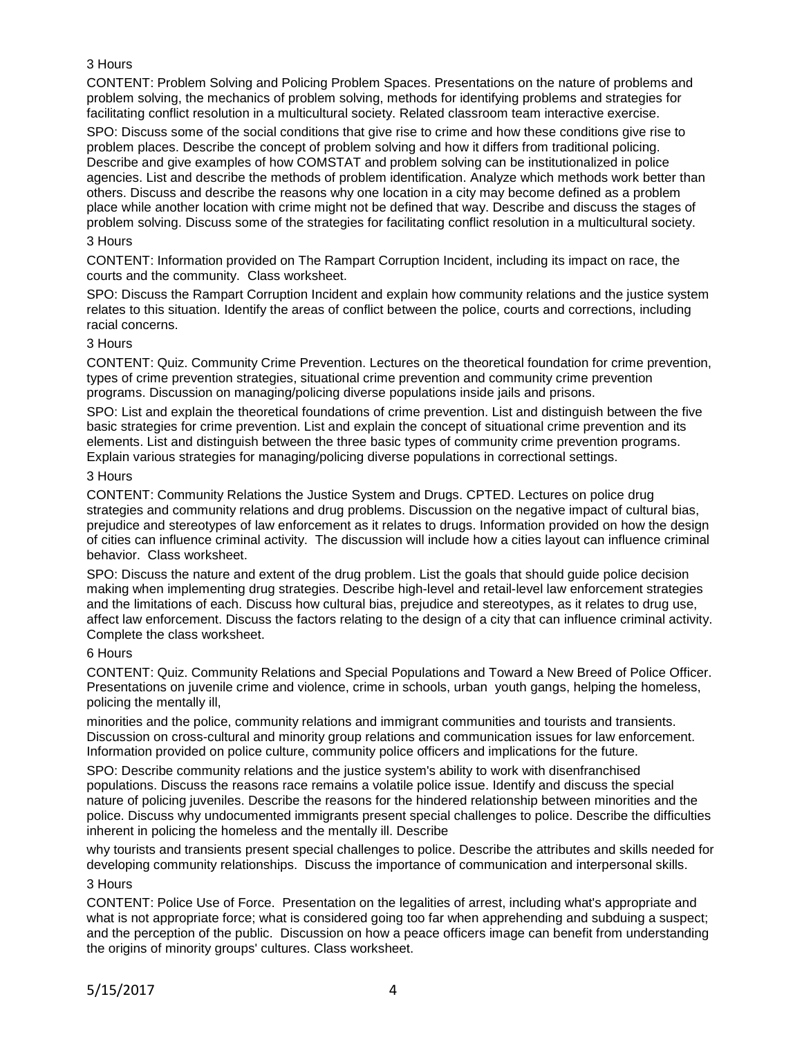3 Hours

CONTENT: Problem Solving and Policing Problem Spaces. Presentations on the nature of problems and problem solving, the mechanics of problem solving, methods for identifying problems and strategies for facilitating conflict resolution in a multicultural society. Related classroom team interactive exercise.

SPO: Discuss some of the social conditions that give rise to crime and how these conditions give rise to problem places. Describe the concept of problem solving and how it differs from traditional policing. Describe and give examples of how COMSTAT and problem solving can be institutionalized in police agencies. List and describe the methods of problem identification. Analyze which methods work better than others. Discuss and describe the reasons why one location in a city may become defined as a problem place while another location with crime might not be defined that way. Describe and discuss the stages of problem solving. Discuss some of the strategies for facilitating conflict resolution in a multicultural society.

3 Hours

CONTENT: Information provided on The Rampart Corruption Incident, including its impact on race, the courts and the community. Class worksheet.

SPO: Discuss the Rampart Corruption Incident and explain how community relations and the justice system relates to this situation. Identify the areas of conflict between the police, courts and corrections, including racial concerns.

3 Hours

CONTENT: Quiz. Community Crime Prevention. Lectures on the theoretical foundation for crime prevention, types of crime prevention strategies, situational crime prevention and community crime prevention programs. Discussion on managing/policing diverse populations inside jails and prisons.

SPO: List and explain the theoretical foundations of crime prevention. List and distinguish between the five basic strategies for crime prevention. List and explain the concept of situational crime prevention and its elements. List and distinguish between the three basic types of community crime prevention programs. Explain various strategies for managing/policing diverse populations in correctional settings.

3 Hours

CONTENT: Community Relations the Justice System and Drugs. CPTED. Lectures on police drug strategies and community relations and drug problems. Discussion on the negative impact of cultural bias, prejudice and stereotypes of law enforcement as it relates to drugs. Information provided on how the design of cities can influence criminal activity. The discussion will include how a cities layout can influence criminal behavior. Class worksheet.

SPO: Discuss the nature and extent of the drug problem. List the goals that should guide police decision making when implementing drug strategies. Describe high-level and retail-level law enforcement strategies and the limitations of each. Discuss how cultural bias, prejudice and stereotypes, as it relates to drug use, affect law enforcement. Discuss the factors relating to the design of a city that can influence criminal activity. Complete the class worksheet.

6 Hours

CONTENT: Quiz. Community Relations and Special Populations and Toward a New Breed of Police Officer. Presentations on juvenile crime and violence, crime in schools, urban youth gangs, helping the homeless, policing the mentally ill,

minorities and the police, community relations and immigrant communities and tourists and transients. Discussion on cross-cultural and minority group relations and communication issues for law enforcement. Information provided on police culture, community police officers and implications for the future.

SPO: Describe community relations and the justice system's ability to work with disenfranchised populations. Discuss the reasons race remains a volatile police issue. Identify and discuss the special nature of policing juveniles. Describe the reasons for the hindered relationship between minorities and the police. Discuss why undocumented immigrants present special challenges to police. Describe the difficulties inherent in policing the homeless and the mentally ill. Describe

why tourists and transients present special challenges to police. Describe the attributes and skills needed for developing community relationships. Discuss the importance of communication and interpersonal skills.

3 Hours

CONTENT: Police Use of Force. Presentation on the legalities of arrest, including what's appropriate and what is not appropriate force; what is considered going too far when apprehending and subduing a suspect; and the perception of the public. Discussion on how a peace officers image can benefit from understanding the origins of minority groups' cultures. Class worksheet.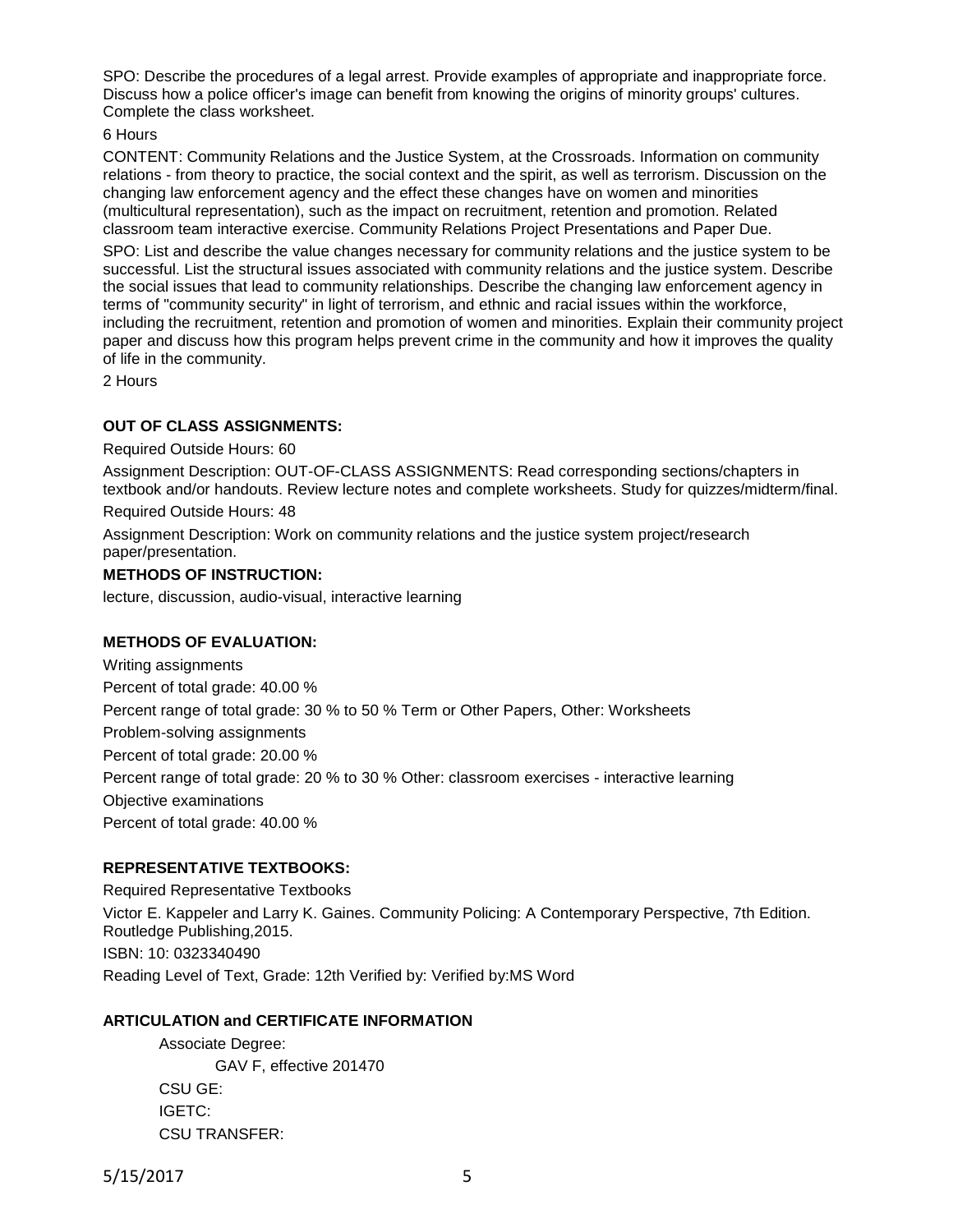SPO: Describe the procedures of a legal arrest. Provide examples of appropriate and inappropriate force. Discuss how a police officer's image can benefit from knowing the origins of minority groups' cultures. Complete the class worksheet.

6 Hours

CONTENT: Community Relations and the Justice System, at the Crossroads. Information on community relations - from theory to practice, the social context and the spirit, as well as terrorism. Discussion on the changing law enforcement agency and the effect these changes have on women and minorities (multicultural representation), such as the impact on recruitment, retention and promotion. Related classroom team interactive exercise. Community Relations Project Presentations and Paper Due.

SPO: List and describe the value changes necessary for community relations and the justice system to be successful. List the structural issues associated with community relations and the justice system. Describe the social issues that lead to community relationships. Describe the changing law enforcement agency in terms of "community security" in light of terrorism, and ethnic and racial issues within the workforce, including the recruitment, retention and promotion of women and minorities. Explain their community project paper and discuss how this program helps prevent crime in the community and how it improves the quality of life in the community.

2 Hours

**OUT OF CLASS ASSIGNMENTS:**

Required Outside Hours: 60

Assignment Description: OUT-OF-CLASS ASSIGNMENTS: Read corresponding sections/chapters in textbook and/or handouts. Review lecture notes and complete worksheets. Study for quizzes/midterm/final.

Required Outside Hours: 48

Assignment Description: Work on community relations and the justice system project/research paper/presentation.

**METHODS OF INSTRUCTION:**

lecture, discussion, audio-visual, interactive learning

**METHODS OF EVALUATION:**

Writing assignments

Percent of total grade: 40.00 %

Percent range of total grade: 30 % to 50 % Term or Other Papers, Other: Worksheets

Problem-solving assignments

Percent of total grade: 20.00 %

Percent range of total grade: 20 % to 30 % Other: classroom exercises - interactive learning

Objective examinations

Percent of total grade: 40.00 %

**REPRESENTATIVE TEXTBOOKS:**

Required Representative Textbooks

Victor E. Kappeler and Larry K. Gaines. Community Policing: A Contemporary Perspective, 7th Edition. Routledge Publishing,2015.

ISBN: 10: 0323340490

Reading Level of Text, Grade: 12th Verified by: Verified by:MS Word

**ARTICULATION and CERTIFICATE INFORMATION**

Associate Degree:

GAV F, effective 201470

CSU GE:

IGETC:

CSU TRANSFER: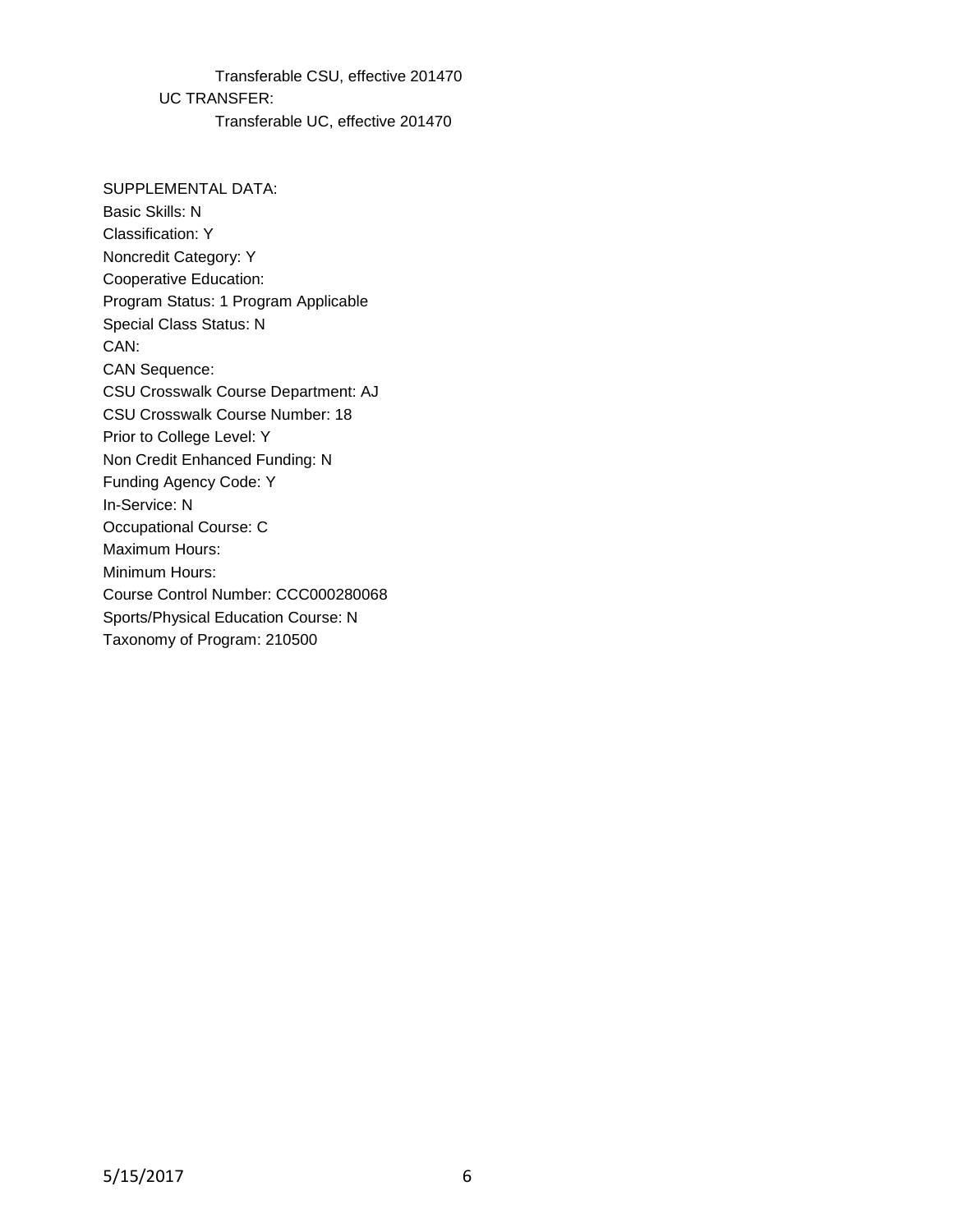Transferable CSU, effective 201470

UC TRANSFER:

Transferable UC, effective 201470

SUPPLEMENTAL DATA:

Basic Skills: N

Classification: Y

Noncredit Category: Y

Cooperative Education:

Program Status: 1 Program Applicable

Special Class Status: N

CAN:

CAN Sequence:

CSU Crosswalk Course Department: AJ

CSU Crosswalk Course Number: 18

Prior to College Level: Y

Non Credit Enhanced Funding: N

Funding Agency Code: Y

In-Service: N

Occupational Course: C

Maximum Hours:

Minimum Hours:

Course Control Number: CCC000280068

Sports/Physical Education Course: N

Taxonomy of Program: 210500